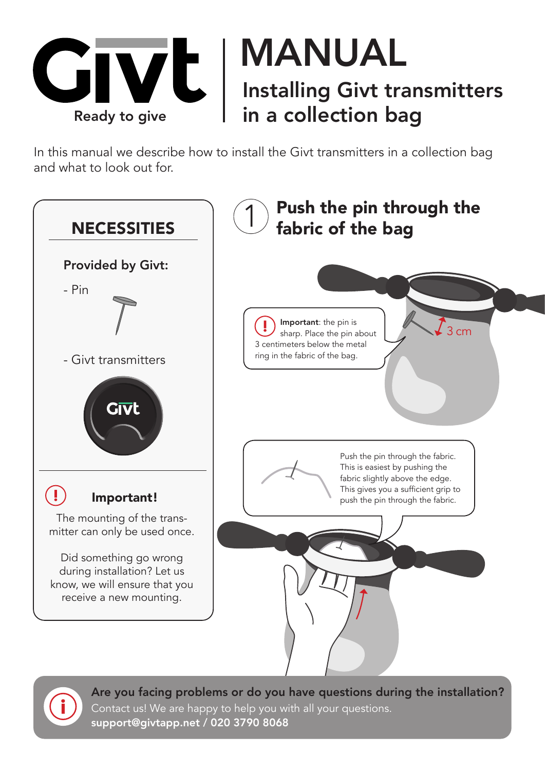# Givt

Ready to give

# MANUAL

## Installing Givt transmitters in a collection bag

In this manual we describe how to install the Givt transmitters in a collection bag and what to look out for.

## NECESSITIES

**Provided by Givt:**

- Pin
- Givt transmitters

**Important!**

The mounting of the transmitter can only be used once.

Did something go wrong during installation? Let us know, we will ensure that you receive a new mounting.

## 1 Push the pin through the fabric of the bag

**Important**: the pin is sharp. Place the pin about 3 centimeters below the metal ring in the fabric of the bag.

3 cm

Push the pin through the fabric. This is easiest by pushing the fabric slightly above the edge. This gives you a sufficient grip to push the pin through the fabric.

**Are you facing problems or do you have questions during the installation?**
Contact us! We are happy to help you with all your questions.
**support@givtapp.net / 020 3790 8068**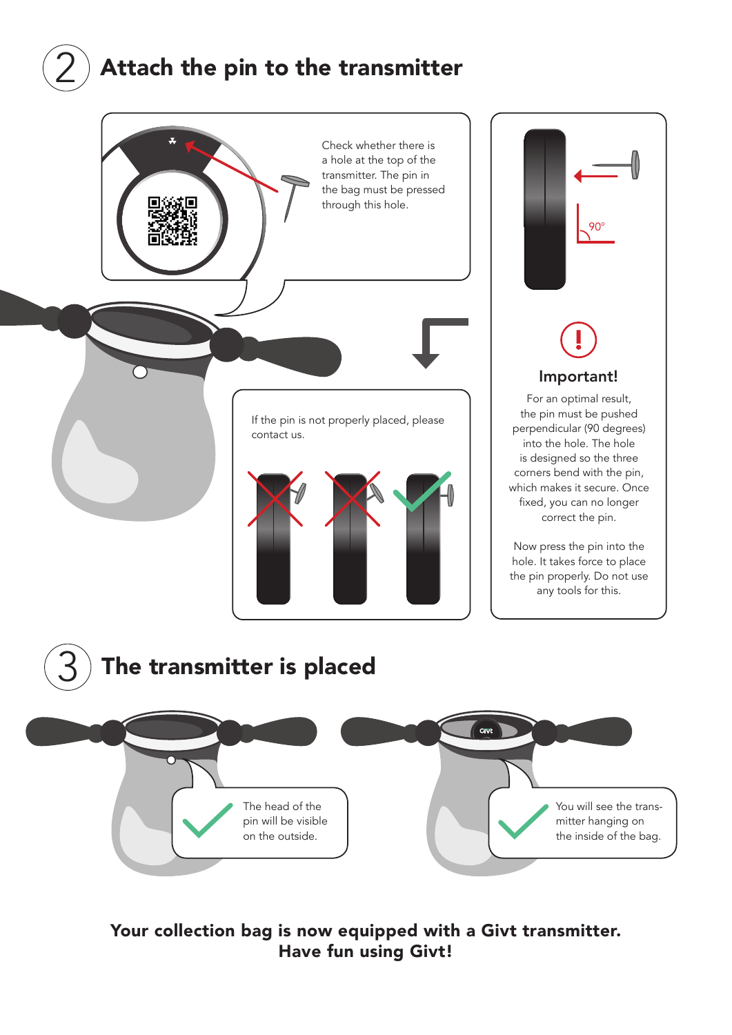## 2 Attach the pin to the transmitter

Check whether there is a hole at the top of the transmitter. The pin in the bag must be pressed through this hole.

90°

If the pin is not properly placed, please contact us.

**Important!**

For an optimal result, the pin must be pushed perpendicular (90 degrees) into the hole. The hole is designed so the three corners bend with the pin, which makes it secure. Once fixed, you can no longer correct the pin.

Now press the pin into the hole. It takes force to place the pin properly. Do not use any tools for this.

## 3 The transmitter is placed

The head of the pin will be visible on the outside.

Givt

You will see the transmitter hanging on the inside of the bag.

**Your collection bag is now equipped with a Givt transmitter. Have fun using Givt!**